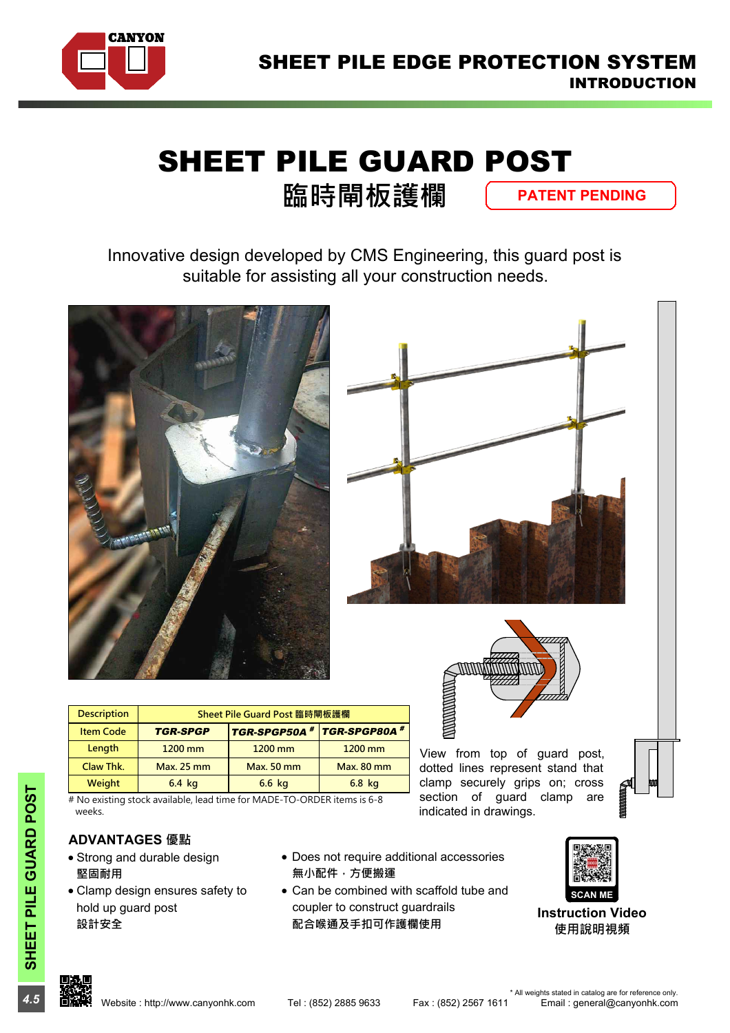# SHEET PILE GUARD POST

## 臨時閘板護欄

**PATENT PENDING**

Innovative design developed by CMS Engineering, this guard post is suitable for assisting all your construction needs.

| Description | Sheet Pile Guard Post 臨時閘板護欄 | | |
|---|---|---|---|
| Item Code | ***TGR-SPGP*** | ***TGR-SPGP50A*** # | ***TGR-SPGP80A*** # |
| Length | 1200 mm | 1200 mm | 1200 mm |
| Claw Thk. | Max. 25 mm | Max. 50 mm | Max. 80 mm |
| Weight | 6.4 kg | 6.6 kg | 6.8 kg |

# No existing stock available, lead time for MADE-TO-ORDER items is 6-8 weeks.

View from top of guard post, dotted lines represent stand that clamp securely grips on; cross section of guard clamp are indicated in drawings.

### ADVANTAGES 優點

- Strong and durable design
  堅固耐用
- Clamp design ensures safety to hold up guard post
  設計安全
- Does not require additional accessories
  無小配件，方便搬運
- Can be combined with scaffold tube and coupler to construct guardrails
  配合喉通及手扣可作護欄使用

SCAN ME

**Instruction Video**
使用說明視頻

\* All weights stated in catalog are for reference only.

Website : http://www.canyonhk.com    Tel : (852) 2885 9633    Fax : (852) 2567 1611    Email : general@canyonhk.com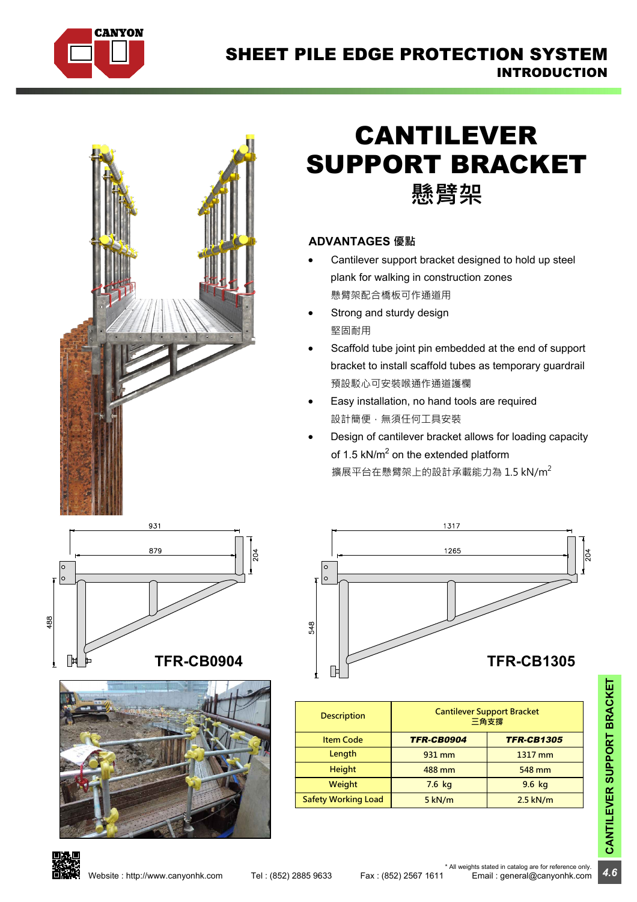# SHEET PILE EDGE PROTECTION SYSTEM

## INTRODUCTION

# CANTILEVER SUPPORT BRACKET

# 懸臂架

### ADVANTAGES 優點

- Cantilever support bracket designed to hold up steel plank for walking in construction zones
  懸臂架配合橋板可作通道用
- Strong and sturdy design
  堅固耐用
- Scaffold tube joint pin embedded at the end of support bracket to install scaffold tubes as temporary guardrail
  預設駁心可安裝喉通作通道護欄
- Easy installation, no hand tools are required
  設計簡便，無須任何工具安裝
- Design of cantilever bracket allows for loading capacity of 1.5 kN/$m^2$ on the extended platform
  擴展平台在懸臂架上的設計承載能力為 1.5 kN/$m^2$

931
879
204
488
TFR-CB0904

1317
1265
204
548
TFR-CB1305

| Description | Cantilever Support Bracket 三角支撐 | |
|---|---|---|
| Item Code | *TFR-CB0904* | *TFR-CB1305* |
| Length | 931 mm | 1317 mm |
| Height | 488 mm | 548 mm |
| Weight | 7.6 kg | 9.6 kg |
| Safety Working Load | 5 kN/m | 2.5 kN/m |

CANTILEVER SUPPORT BRACKET

\* All weights stated in catalog are for reference only.

Website : http://www.canyonhk.com Tel : (852) 2885 9633 Fax : (852) 2567 1611 Email : general@canyonhk.com